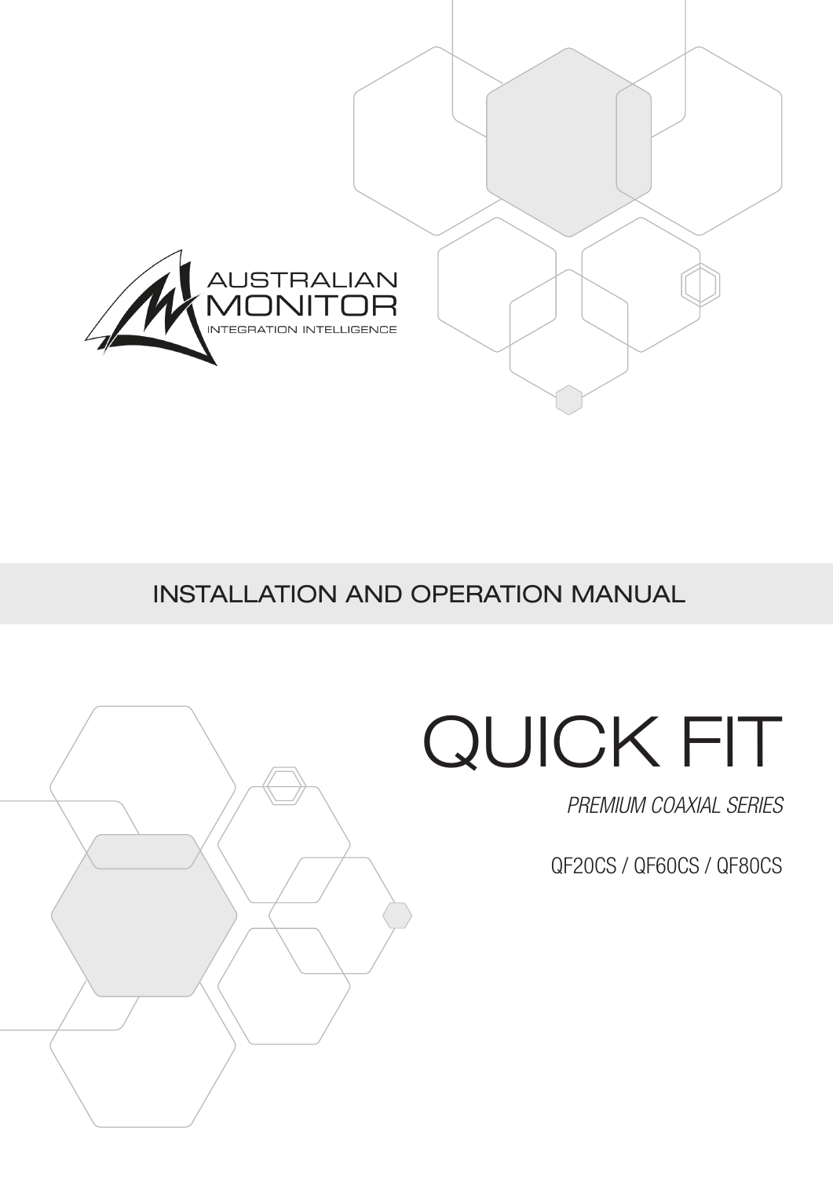AUSTRALIAN
MONITOR
INTEGRATION INTELLIGENCE

## INSTALLATION AND OPERATION MANUAL

# QUICK FIT

*PREMIUM COAXIAL SERIES*

QF20CS / QF60CS / QF80CS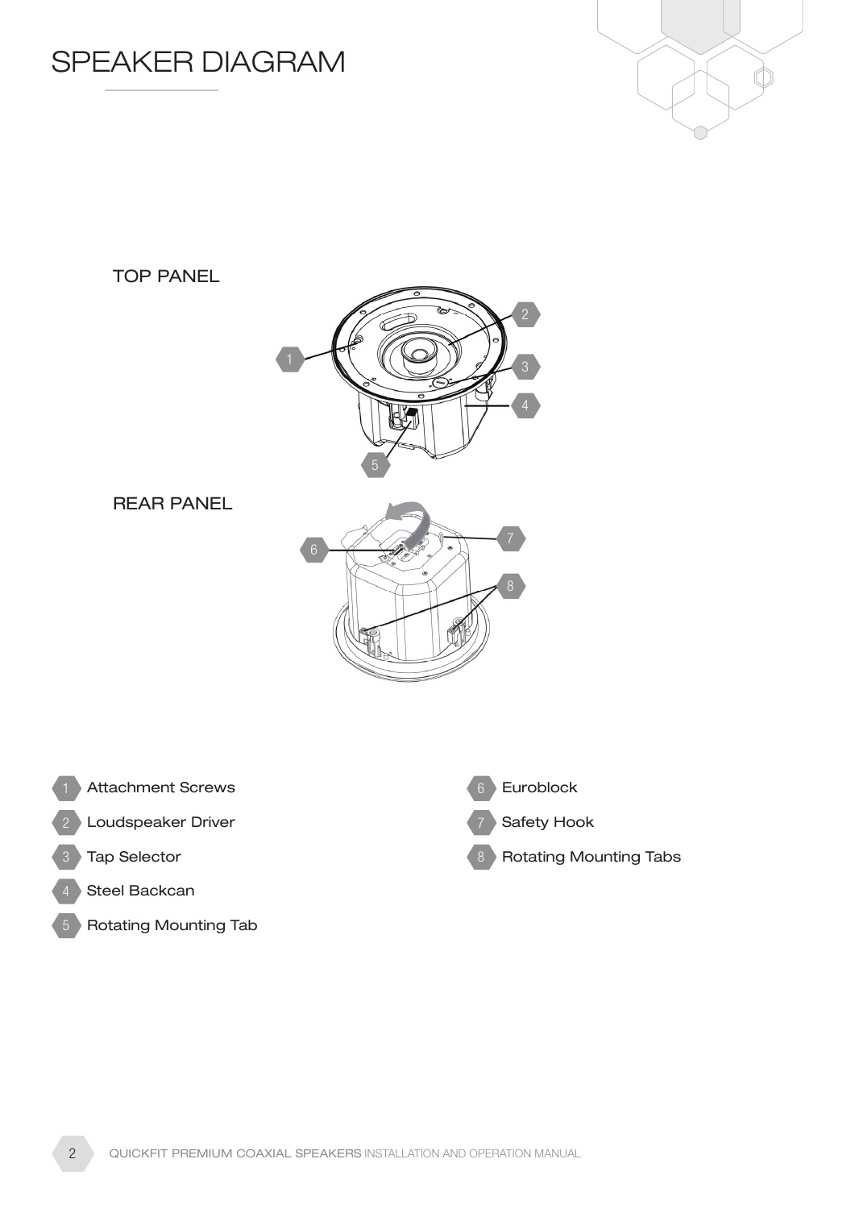# SPEAKER DIAGRAM

TOP PANEL

REAR PANEL

1. Attachment Screws
2. Loudspeaker Driver
3. Tap Selector
4. Steel Backcan
5. Rotating Mounting Tab
6. Euroblock
7. Safety Hook
8. Rotating Mounting Tabs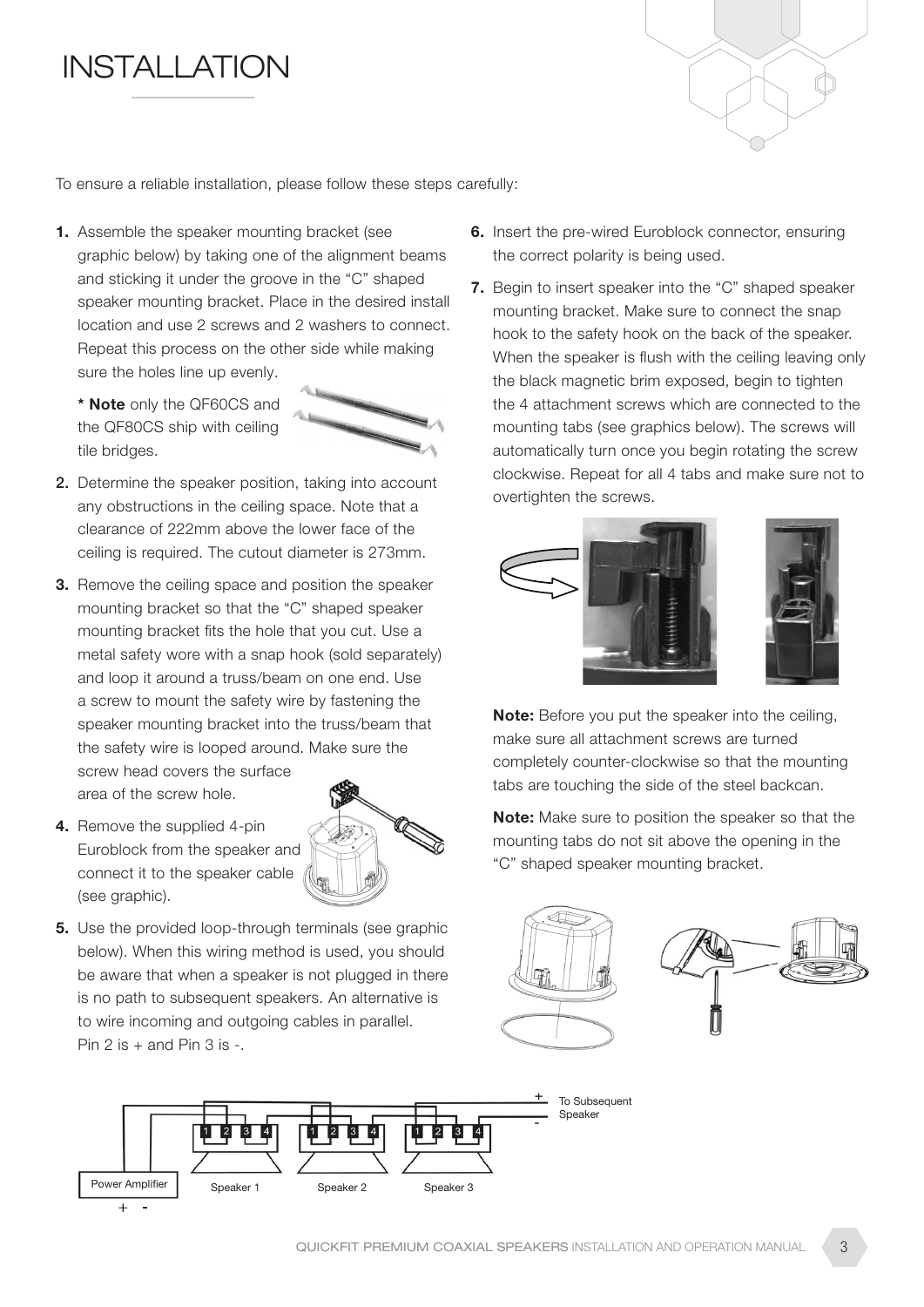# INSTALLATION

To ensure a reliable installation, please follow these steps carefully:

1. Assemble the speaker mounting bracket (see graphic below) by taking one of the alignment beams and sticking it under the groove in the "C" shaped speaker mounting bracket. Place in the desired install location and use 2 screws and 2 washers to connect. Repeat this process on the other side while making sure the holes line up evenly.

   *** Note** only the QF60CS and the QF80CS ship with ceiling tile bridges.

2. Determine the speaker position, taking into account any obstructions in the ceiling space. Note that a clearance of 222mm above the lower face of the ceiling is required. The cutout diameter is 273mm.
3. Remove the ceiling space and position the speaker mounting bracket so that the "C" shaped speaker mounting bracket fits the hole that you cut. Use a metal safety wore with a snap hook (sold separately) and loop it around a truss/beam on one end. Use a screw to mount the safety wire by fastening the speaker mounting bracket into the truss/beam that the safety wire is looped around. Make sure the screw head covers the surface area of the screw hole.
4. Remove the supplied 4-pin Euroblock from the speaker and connect it to the speaker cable (see graphic).
5. Use the provided loop-through terminals (see graphic below). When this wiring method is used, you should be aware that when a speaker is not plugged in there is no path to subsequent speakers. An alternative is to wire incoming and outgoing cables in parallel. Pin 2 is + and Pin 3 is -.
6. Insert the pre-wired Euroblock connector, ensuring the correct polarity is being used.
7. Begin to insert speaker into the "C" shaped speaker mounting bracket. Make sure to connect the snap hook to the safety hook on the back of the speaker. When the speaker is flush with the ceiling leaving only the black magnetic brim exposed, begin to tighten the 4 attachment screws which are connected to the mounting tabs (see graphics below). The screws will automatically turn once you begin rotating the screw clockwise. Repeat for all 4 tabs and make sure not to overtighten the screws.

**Note:** Before you put the speaker into the ceiling, make sure all attachment screws are turned completely counter-clockwise so that the mounting tabs are touching the side of the steel backcan.

**Note:** Make sure to position the speaker so that the mounting tabs do not sit above the opening in the "C" shaped speaker mounting bracket.

Power Amplifier + -

Speaker 1 | Speaker 2 | Speaker 3

To Subsequent Speaker + -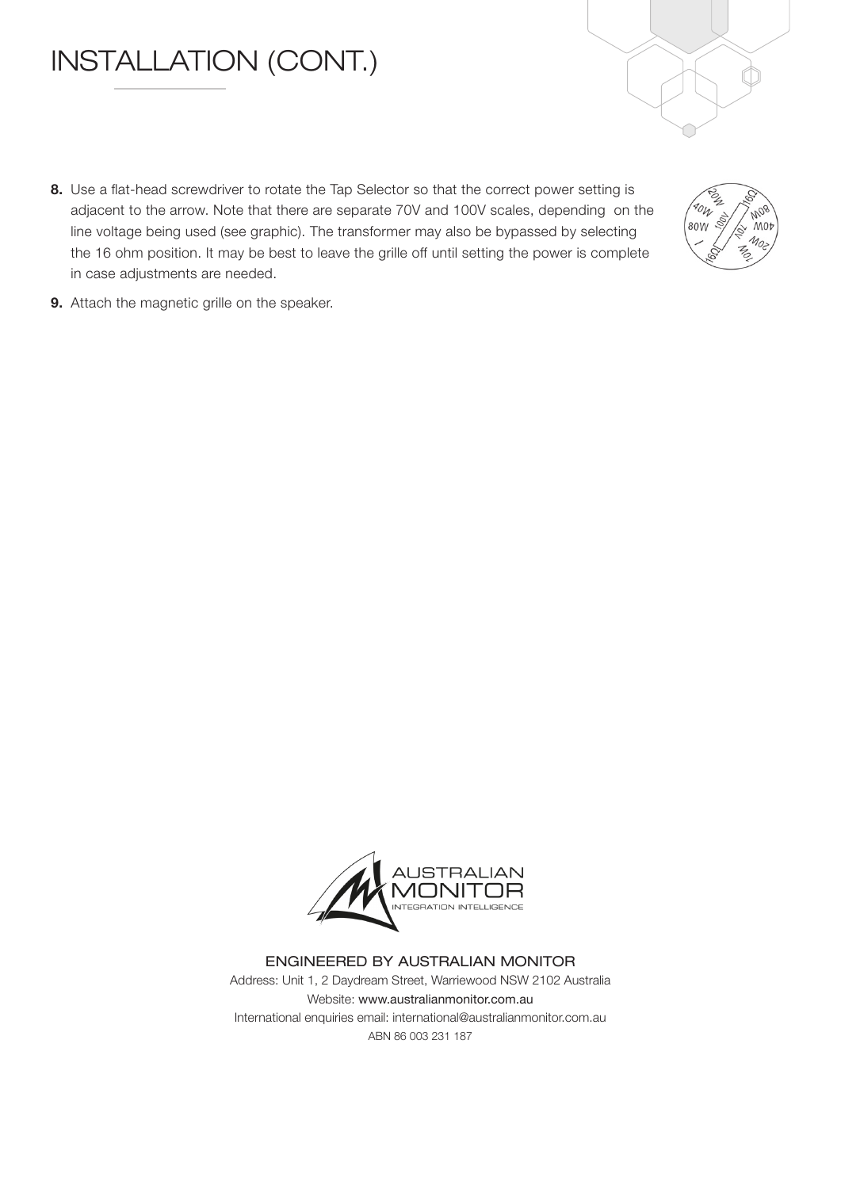# INSTALLATION (CONT.)

8. Use a flat-head screwdriver to rotate the Tap Selector so that the correct power setting is adjacent to the arrow. Note that there are separate 70V and 100V scales, depending on the line voltage being used (see graphic). The transformer may also be bypassed by selecting the 16 ohm position. It may be best to leave the grille off until setting the power is complete in case adjustments are needed.

9. Attach the magnetic grille on the speaker.

ENGINEERED BY AUSTRALIAN MONITOR

Address: Unit 1, 2 Daydream Street, Warriewood NSW 2102 Australia

Website: www.australianmonitor.com.au

International enquiries email: international@australianmonitor.com.au

ABN 86 003 231 187